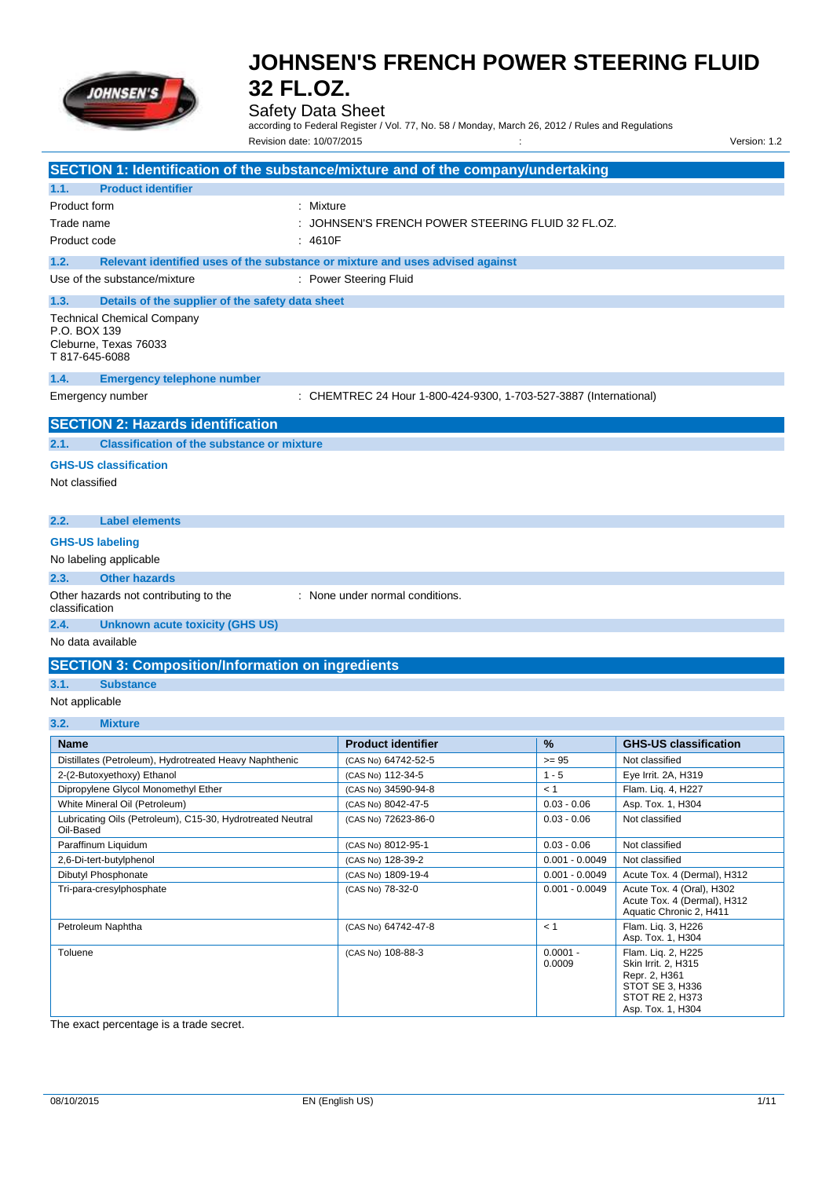# JOHNSEN'S FRENCH POWER STEERING FLUID 32 FL.OZ.

Safety Data Sheet

according to Federal Register / Vol. 77, No. 58 / Monday, March 26, 2012 / Rules and Regulations

Revision date: 10/07/2015 Version: 1.2

## SECTION 1: Identification of the substance/mixture and of the company/undertaking

### 1.1. Product identifier

Product form : Mixture

Trade name : JOHNSEN'S FRENCH POWER STEERING FLUID 32 FL.OZ.

Product code : 4610F

### 1.2. Relevant identified uses of the substance or mixture and uses advised against

Use of the substance/mixture : Power Steering Fluid

### 1.3. Details of the supplier of the safety data sheet

Technical Chemical Company
P.O. BOX 139
Cleburne, Texas 76033
T 817-645-6088

### 1.4. Emergency telephone number

Emergency number : CHEMTREC 24 Hour 1-800-424-9300, 1-703-527-3887 (International)

## SECTION 2: Hazards identification

### 2.1. Classification of the substance or mixture

**GHS-US classification**

Not classified

### 2.2. Label elements

**GHS-US labeling**

No labeling applicable

### 2.3. Other hazards

Other hazards not contributing to the classification : None under normal conditions.

### 2.4. Unknown acute toxicity (GHS US)

No data available

## SECTION 3: Composition/Information on ingredients

### 3.1. Substance

Not applicable

### 3.2. Mixture

| Name | Product identifier | % | GHS-US classification |
|---|---|---|---|
| Distillates (Petroleum), Hydrotreated Heavy Naphthenic | (CAS No) 64742-52-5 | >= 95 | Not classified |
| 2-(2-Butoxyethoxy) Ethanol | (CAS No) 112-34-5 | 1 - 5 | Eye Irrit. 2A, H319 |
| Dipropylene Glycol Monomethyl Ether | (CAS No) 34590-94-8 | < 1 | Flam. Liq. 4, H227 |
| White Mineral Oil (Petroleum) | (CAS No) 8042-47-5 | 0.03 - 0.06 | Asp. Tox. 1, H304 |
| Lubricating Oils (Petroleum), C15-30, Hydrotreated Neutral Oil-Based | (CAS No) 72623-86-0 | 0.03 - 0.06 | Not classified |
| Paraffinum Liquidum | (CAS No) 8012-95-1 | 0.03 - 0.06 | Not classified |
| 2,6-Di-tert-butylphenol | (CAS No) 128-39-2 | 0.001 - 0.0049 | Not classified |
| Dibutyl Phosphonate | (CAS No) 1809-19-4 | 0.001 - 0.0049 | Acute Tox. 4 (Dermal), H312 |
| Tri-para-cresylphosphate | (CAS No) 78-32-0 | 0.001 - 0.0049 | Acute Tox. 4 (Oral), H302<br>Acute Tox. 4 (Dermal), H312<br>Aquatic Chronic 2, H411 |
| Petroleum Naphtha | (CAS No) 64742-47-8 | < 1 | Flam. Liq. 3, H226<br>Asp. Tox. 1, H304 |
| Toluene | (CAS No) 108-88-3 | 0.0001 - 0.0009 | Flam. Liq. 2, H225<br>Skin Irrit. 2, H315<br>Repr. 2, H361<br>STOT SE 3, H336<br>STOT RE 2, H373<br>Asp. Tox. 1, H304 |

The exact percentage is a trade secret.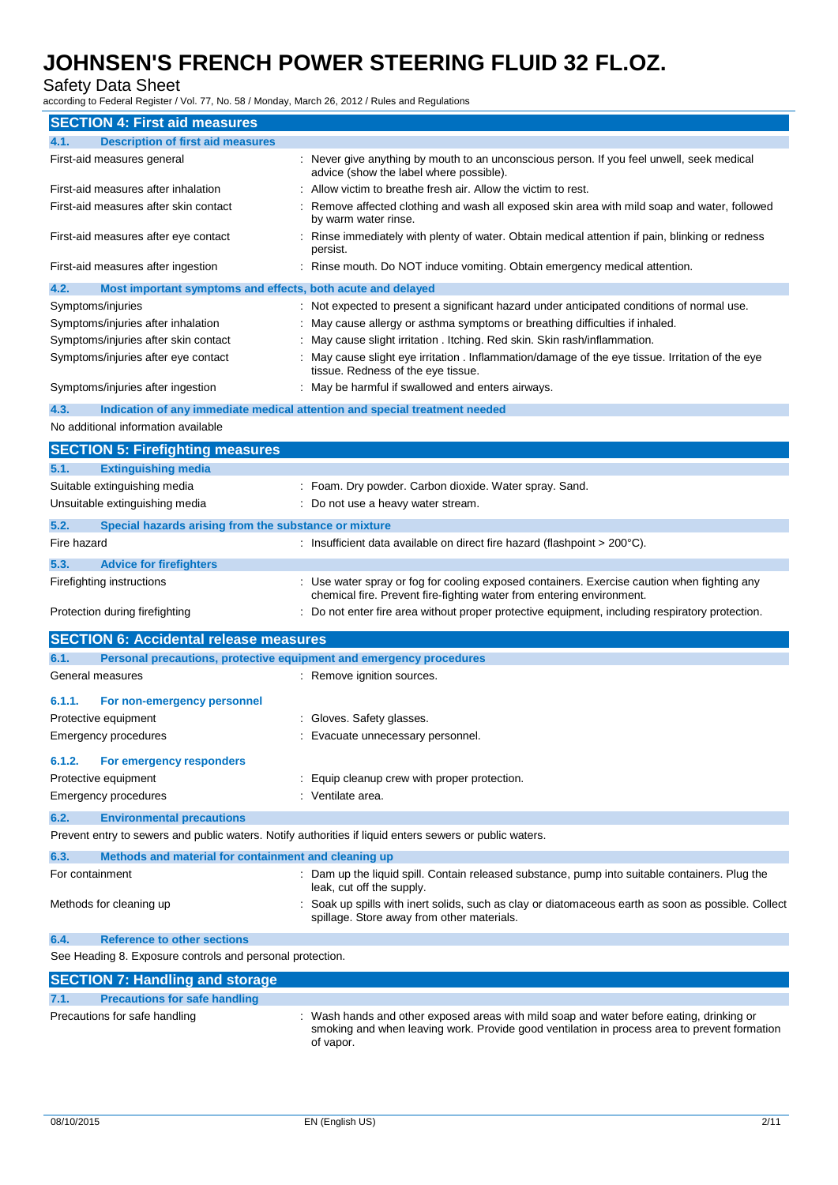## SECTION 4: First aid measures

### 4.1. Description of first aid measures

| | |
|---|---|
| First-aid measures general | : Never give anything by mouth to an unconscious person. If you feel unwell, seek medical advice (show the label where possible). |
| First-aid measures after inhalation | : Allow victim to breathe fresh air. Allow the victim to rest. |
| First-aid measures after skin contact | : Remove affected clothing and wash all exposed skin area with mild soap and water, followed by warm water rinse. |
| First-aid measures after eye contact | : Rinse immediately with plenty of water. Obtain medical attention if pain, blinking or redness persist. |
| First-aid measures after ingestion | : Rinse mouth. Do NOT induce vomiting. Obtain emergency medical attention. |

### 4.2. Most important symptoms and effects, both acute and delayed

| | |
|---|---|
| Symptoms/injuries | : Not expected to present a significant hazard under anticipated conditions of normal use. |
| Symptoms/injuries after inhalation | : May cause allergy or asthma symptoms or breathing difficulties if inhaled. |
| Symptoms/injuries after skin contact | : May cause slight irritation . Itching. Red skin. Skin rash/inflammation. |
| Symptoms/injuries after eye contact | : May cause slight eye irritation . Inflammation/damage of the eye tissue. Irritation of the eye tissue. Redness of the eye tissue. |
| Symptoms/injuries after ingestion | : May be harmful if swallowed and enters airways. |

### 4.3. Indication of any immediate medical attention and special treatment needed

No additional information available

## SECTION 5: Firefighting measures

### 5.1. Extinguishing media

| | |
|---|---|
| Suitable extinguishing media | : Foam. Dry powder. Carbon dioxide. Water spray. Sand. |
| Unsuitable extinguishing media | : Do not use a heavy water stream. |

### 5.2. Special hazards arising from the substance or mixture

| | |
|---|---|
| Fire hazard | : Insufficient data available on direct fire hazard (flashpoint > 200°C). |

### 5.3. Advice for firefighters

| | |
|---|---|
| Firefighting instructions | : Use water spray or fog for cooling exposed containers. Exercise caution when fighting any chemical fire. Prevent fire-fighting water from entering environment. |
| Protection during firefighting | : Do not enter fire area without proper protective equipment, including respiratory protection. |

## SECTION 6: Accidental release measures

### 6.1. Personal precautions, protective equipment and emergency procedures

| | |
|---|---|
| General measures | : Remove ignition sources. |

#### 6.1.1. For non-emergency personnel

| | |
|---|---|
| Protective equipment | : Gloves. Safety glasses. |
| Emergency procedures | : Evacuate unnecessary personnel. |

#### 6.1.2. For emergency responders

| | |
|---|---|
| Protective equipment | : Equip cleanup crew with proper protection. |
| Emergency procedures | : Ventilate area. |

### 6.2. Environmental precautions

Prevent entry to sewers and public waters. Notify authorities if liquid enters sewers or public waters.

### 6.3. Methods and material for containment and cleaning up

| | |
|---|---|
| For containment | : Dam up the liquid spill. Contain released substance, pump into suitable containers. Plug the leak, cut off the supply. |
| Methods for cleaning up | : Soak up spills with inert solids, such as clay or diatomaceous earth as soon as possible. Collect spillage. Store away from other materials. |

### 6.4. Reference to other sections

See Heading 8. Exposure controls and personal protection.

## SECTION 7: Handling and storage

### 7.1. Precautions for safe handling

| | |
|---|---|
| Precautions for safe handling | : Wash hands and other exposed areas with mild soap and water before eating, drinking or smoking and when leaving work. Provide good ventilation in process area to prevent formation of vapor. |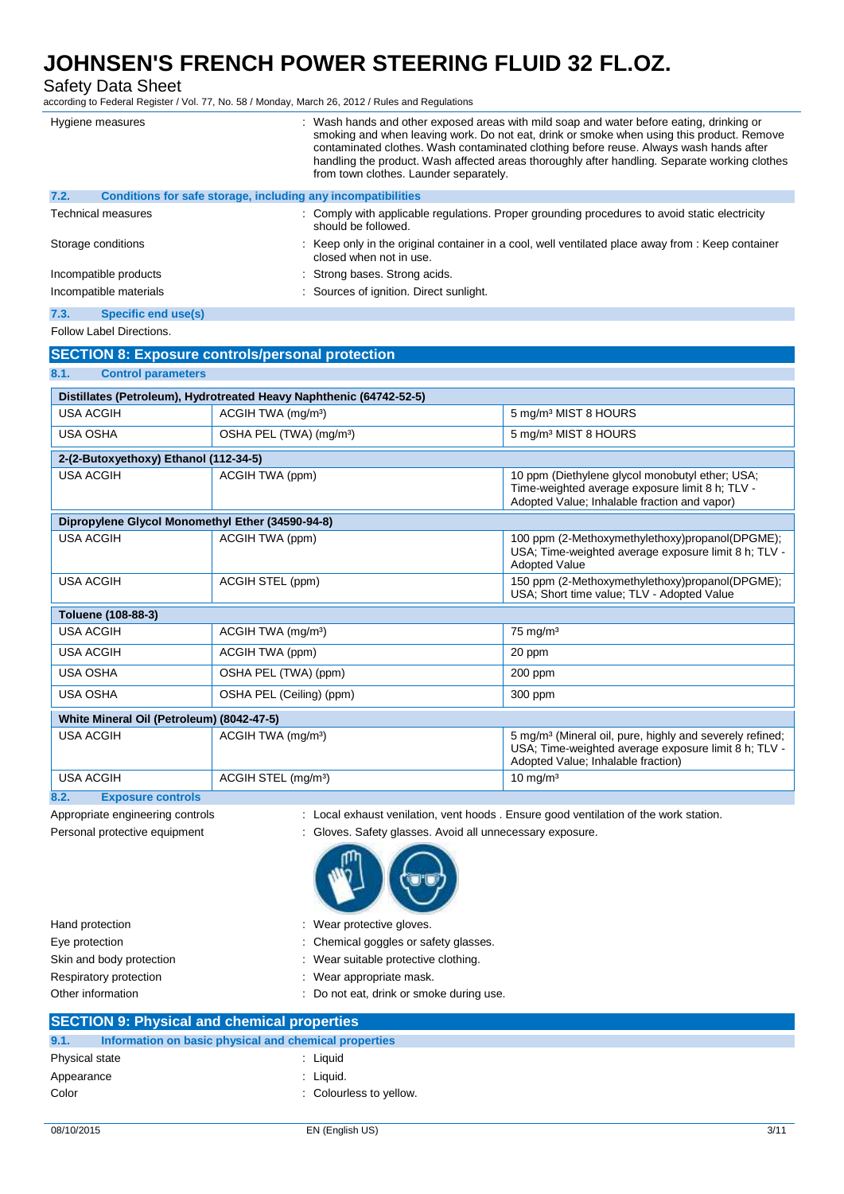| | |
|---|---|
| Hygiene measures | : Wash hands and other exposed areas with mild soap and water before eating, drinking or smoking and when leaving work. Do not eat, drink or smoke when using this product. Remove contaminated clothes. Wash contaminated clothing before reuse. Always wash hands after handling the product. Wash affected areas thoroughly after handling. Separate working clothes from town clothes. Launder separately. |

### 7.2. Conditions for safe storage, including any incompatibilities

| | |
|---|---|
| Technical measures | : Comply with applicable regulations. Proper grounding procedures to avoid static electricity should be followed. |
| Storage conditions | : Keep only in the original container in a cool, well ventilated place away from : Keep container closed when not in use. |
| Incompatible products | : Strong bases. Strong acids. |
| Incompatible materials | : Sources of ignition. Direct sunlight. |

### 7.3. Specific end use(s)

Follow Label Directions.

## SECTION 8: Exposure controls/personal protection

### 8.1. Control parameters

| **Distillates (Petroleum), Hydrotreated Heavy Naphthenic (64742-52-5)** | | |
|---|---|---|
| USA ACGIH | ACGIH TWA (mg/m³) | 5 mg/m³ MIST 8 HOURS |
| USA OSHA | OSHA PEL (TWA) (mg/m³) | 5 mg/m³ MIST 8 HOURS |
| **2-(2-Butoxyethoxy) Ethanol (112-34-5)** | | |
| USA ACGIH | ACGIH TWA (ppm) | 10 ppm (Diethylene glycol monobutyl ether; USA; Time-weighted average exposure limit 8 h; TLV - Adopted Value; Inhalable fraction and vapor) |
| **Dipropylene Glycol Monomethyl Ether (34590-94-8)** | | |
| USA ACGIH | ACGIH TWA (ppm) | 100 ppm (2-Methoxymethylethoxy)propanol(DPGME); USA; Time-weighted average exposure limit 8 h; TLV - Adopted Value |
| USA ACGIH | ACGIH STEL (ppm) | 150 ppm (2-Methoxymethylethoxy)propanol(DPGME); USA; Short time value; TLV - Adopted Value |
| **Toluene (108-88-3)** | | |
| USA ACGIH | ACGIH TWA (mg/m³) | 75 mg/m³ |
| USA ACGIH | ACGIH TWA (ppm) | 20 ppm |
| USA OSHA | OSHA PEL (TWA) (ppm) | 200 ppm |
| USA OSHA | OSHA PEL (Ceiling) (ppm) | 300 ppm |
| **White Mineral Oil (Petroleum) (8042-47-5)** | | |
| USA ACGIH | ACGIH TWA (mg/m³) | 5 mg/m³ (Mineral oil, pure, highly and severely refined; USA; Time-weighted average exposure limit 8 h; TLV - Adopted Value; Inhalable fraction) |
| USA ACGIH | ACGIH STEL (mg/m³) | 10 mg/m³ |

### 8.2. Exposure controls

| | |
|---|---|
| Appropriate engineering controls | : Local exhaust venilation, vent hoods . Ensure good ventilation of the work station. |
| Personal protective equipment | : Gloves. Safety glasses. Avoid all unnecessary exposure. |
| Hand protection | : Wear protective gloves. |
| Eye protection | : Chemical goggles or safety glasses. |
| Skin and body protection | : Wear suitable protective clothing. |
| Respiratory protection | : Wear appropriate mask. |
| Other information | : Do not eat, drink or smoke during use. |

## SECTION 9: Physical and chemical properties

### 9.1. Information on basic physical and chemical properties

| | |
|---|---|
| Physical state | : Liquid |
| Appearance | : Liquid. |
| Color | : Colourless to yellow. |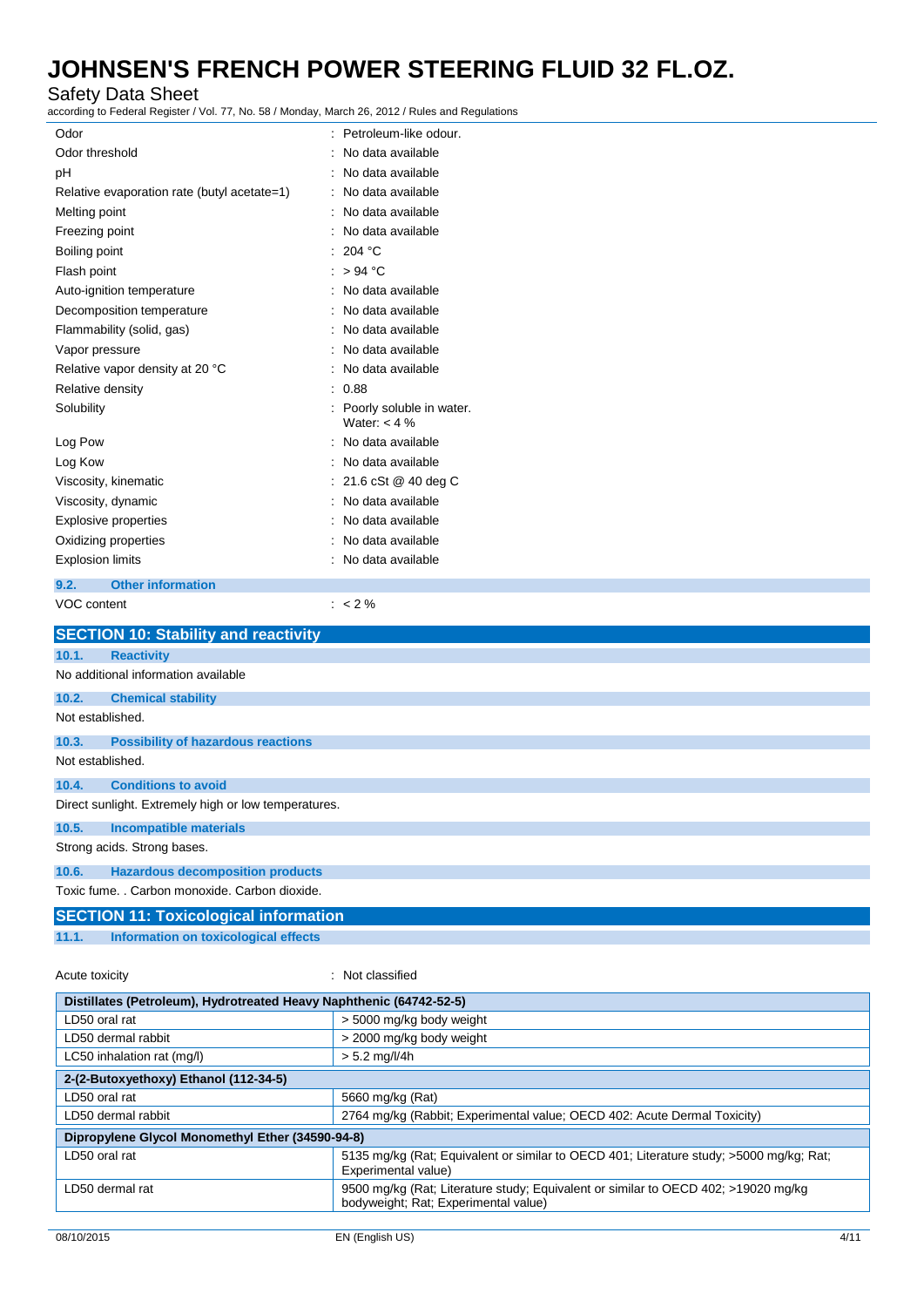| | |
|---|---|
| Odor | : Petroleum-like odour. |
| Odor threshold | : No data available |
| pH | : No data available |
| Relative evaporation rate (butyl acetate=1) | : No data available |
| Melting point | : No data available |
| Freezing point | : No data available |
| Boiling point | : 204 °C |
| Flash point | : > 94 °C |
| Auto-ignition temperature | : No data available |
| Decomposition temperature | : No data available |
| Flammability (solid, gas) | : No data available |
| Vapor pressure | : No data available |
| Relative vapor density at 20 °C | : No data available |
| Relative density | : 0.88 |
| Solubility | : Poorly soluble in water. Water: < 4 % |
| Log Pow | : No data available |
| Log Kow | : No data available |
| Viscosity, kinematic | : 21.6 cSt @ 40 deg C |
| Viscosity, dynamic | : No data available |
| Explosive properties | : No data available |
| Oxidizing properties | : No data available |
| Explosion limits | : No data available |

### 9.2. Other information

VOC content : < 2 %

## SECTION 10: Stability and reactivity

### 10.1. Reactivity

No additional information available

### 10.2. Chemical stability

Not established.

### 10.3. Possibility of hazardous reactions

Not established.

### 10.4. Conditions to avoid

Direct sunlight. Extremely high or low temperatures.

### 10.5. Incompatible materials

Strong acids. Strong bases.

### 10.6. Hazardous decomposition products

Toxic fume. . Carbon monoxide. Carbon dioxide.

## SECTION 11: Toxicological information

### 11.1. Information on toxicological effects

Acute toxicity : Not classified

| Distillates (Petroleum), Hydrotreated Heavy Naphthenic (64742-52-5) | |
|---|---|
| LD50 oral rat | > 5000 mg/kg body weight |
| LD50 dermal rabbit | > 2000 mg/kg body weight |
| LC50 inhalation rat (mg/l) | > 5.2 mg/l/4h |
| **2-(2-Butoxyethoxy) Ethanol (112-34-5)** | |
| LD50 oral rat | 5660 mg/kg (Rat) |
| LD50 dermal rabbit | 2764 mg/kg (Rabbit; Experimental value; OECD 402: Acute Dermal Toxicity) |
| **Dipropylene Glycol Monomethyl Ether (34590-94-8)** | |
| LD50 oral rat | 5135 mg/kg (Rat; Equivalent or similar to OECD 401; Literature study; >5000 mg/kg; Rat; Experimental value) |
| LD50 dermal rat | 9500 mg/kg (Rat; Literature study; Equivalent or similar to OECD 402; >19020 mg/kg bodyweight; Rat; Experimental value) |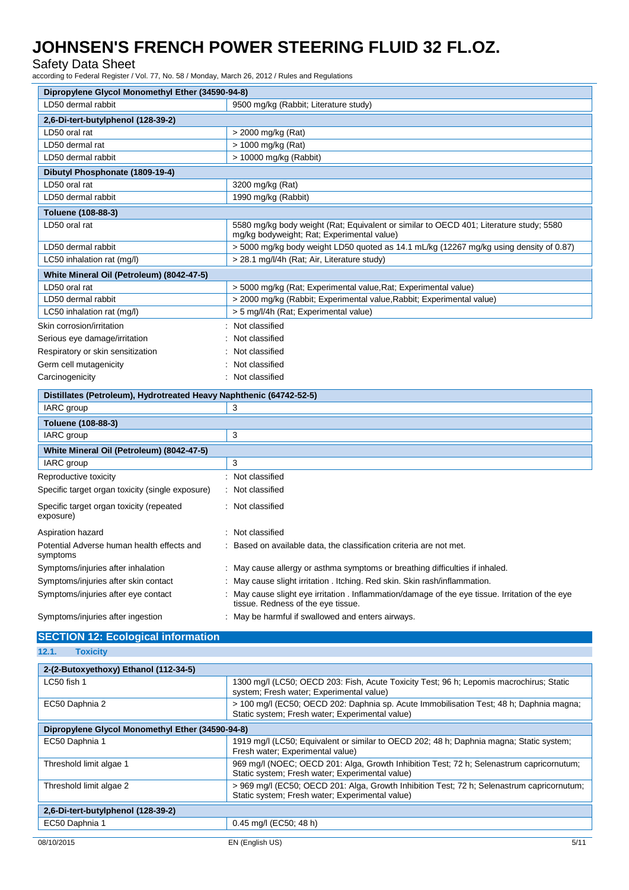| Dipropylene Glycol Monomethyl Ether (34590-94-8) | |
|---|---|
| LD50 dermal rabbit | 9500 mg/kg (Rabbit; Literature study) |

| 2,6-Di-tert-butylphenol (128-39-2) | |
|---|---|
| LD50 oral rat | > 2000 mg/kg (Rat) |
| LD50 dermal rat | > 1000 mg/kg (Rat) |
| LD50 dermal rabbit | > 10000 mg/kg (Rabbit) |

| Dibutyl Phosphonate (1809-19-4) | |
|---|---|
| LD50 oral rat | 3200 mg/kg (Rat) |
| LD50 dermal rabbit | 1990 mg/kg (Rabbit) |

| Toluene (108-88-3) | |
|---|---|
| LD50 oral rat | 5580 mg/kg body weight (Rat; Equivalent or similar to OECD 401; Literature study; 5580 mg/kg bodyweight; Rat; Experimental value) |
| LD50 dermal rabbit | > 5000 mg/kg body weight LD50 quoted as 14.1 mL/kg (12267 mg/kg using density of 0.87) |
| LC50 inhalation rat (mg/l) | > 28.1 mg/l/4h (Rat; Air, Literature study) |

| White Mineral Oil (Petroleum) (8042-47-5) | |
|---|---|
| LD50 oral rat | > 5000 mg/kg (Rat; Experimental value,Rat; Experimental value) |
| LD50 dermal rabbit | > 2000 mg/kg (Rabbit; Experimental value,Rabbit; Experimental value) |
| LC50 inhalation rat (mg/l) | > 5 mg/l/4h (Rat; Experimental value) |

Skin corrosion/irritation : Not classified

Serious eye damage/irritation : Not classified

Respiratory or skin sensitization : Not classified

Germ cell mutagenicity : Not classified

Carcinogenicity : Not classified

| Distillates (Petroleum), Hydrotreated Heavy Naphthenic (64742-52-5) | |
|---|---|
| IARC group | 3 |

| Toluene (108-88-3) | |
|---|---|
| IARC group | 3 |

| White Mineral Oil (Petroleum) (8042-47-5) | |
|---|---|
| IARC group | 3 |

Reproductive toxicity : Not classified

Specific target organ toxicity (single exposure) : Not classified

Specific target organ toxicity (repeated exposure) : Not classified

Aspiration hazard : Not classified

Potential Adverse human health effects and symptoms : Based on available data, the classification criteria are not met.

Symptoms/injuries after inhalation : May cause allergy or asthma symptoms or breathing difficulties if inhaled.

Symptoms/injuries after skin contact : May cause slight irritation . Itching. Red skin. Skin rash/inflammation.

Symptoms/injuries after eye contact : May cause slight eye irritation . Inflammation/damage of the eye tissue. Irritation of the eye tissue. Redness of the eye tissue.

Symptoms/injuries after ingestion : May be harmful if swallowed and enters airways.

## SECTION 12: Ecological information

### 12.1. Toxicity

| 2-(2-Butoxyethoxy) Ethanol (112-34-5) | |
|---|---|
| LC50 fish 1 | 1300 mg/l (LC50; OECD 203: Fish, Acute Toxicity Test; 96 h; Lepomis macrochirus; Static system; Fresh water; Experimental value) |
| EC50 Daphnia 2 | > 100 mg/l (EC50; OECD 202: Daphnia sp. Acute Immobilisation Test; 48 h; Daphnia magna; Static system; Fresh water; Experimental value) |

| Dipropylene Glycol Monomethyl Ether (34590-94-8) | |
|---|---|
| EC50 Daphnia 1 | 1919 mg/l (LC50; Equivalent or similar to OECD 202; 48 h; Daphnia magna; Static system; Fresh water; Experimental value) |
| Threshold limit algae 1 | 969 mg/l (NOEC; OECD 201: Alga, Growth Inhibition Test; 72 h; Selenastrum capricornutum; Static system; Fresh water; Experimental value) |
| Threshold limit algae 2 | > 969 mg/l (EC50; OECD 201: Alga, Growth Inhibition Test; 72 h; Selenastrum capricornutum; Static system; Fresh water; Experimental value) |

| 2,6-Di-tert-butylphenol (128-39-2) | |
|---|---|
| EC50 Daphnia 1 | 0.45 mg/l (EC50; 48 h) |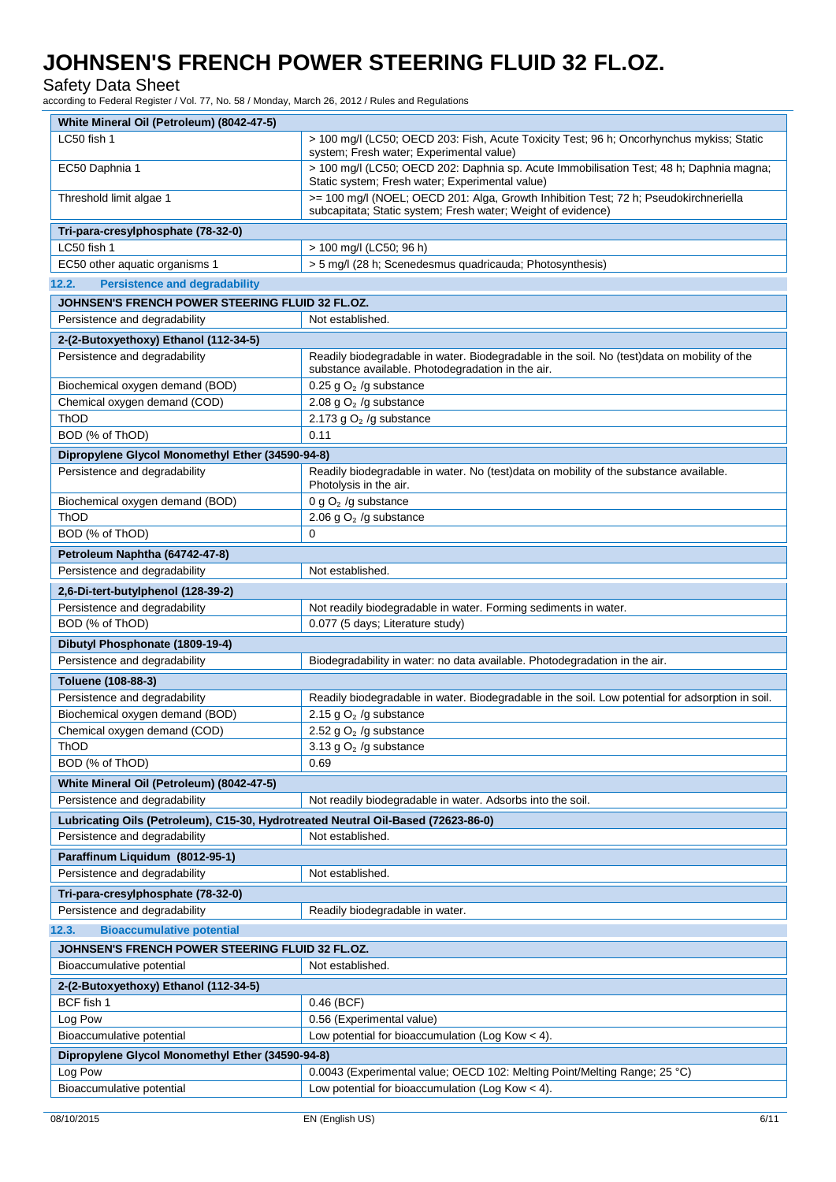| White Mineral Oil (Petroleum) (8042-47-5) | |
|---|---|
| LC50 fish 1 | > 100 mg/l (LC50; OECD 203: Fish, Acute Toxicity Test; 96 h; Oncorhynchus mykiss; Static system; Fresh water; Experimental value) |
| EC50 Daphnia 1 | > 100 mg/l (LC50; OECD 202: Daphnia sp. Acute Immobilisation Test; 48 h; Daphnia magna; Static system; Fresh water; Experimental value) |
| Threshold limit algae 1 | >= 100 mg/l (NOEL; OECD 201: Alga, Growth Inhibition Test; 72 h; Pseudokirchneriella subcapitata; Static system; Fresh water; Weight of evidence) |

| Tri-para-cresylphosphate (78-32-0) | |
|---|---|
| LC50 fish 1 | > 100 mg/l (LC50; 96 h) |
| EC50 other aquatic organisms 1 | > 5 mg/l (28 h; Scenedesmus quadricauda; Photosynthesis) |

### 12.2. Persistence and degradability

| JOHNSEN'S FRENCH POWER STEERING FLUID 32 FL.OZ. | |
|---|---|
| Persistence and degradability | Not established. |

| 2-(2-Butoxyethoxy) Ethanol (112-34-5) | |
|---|---|
| Persistence and degradability | Readily biodegradable in water. Biodegradable in the soil. No (test)data on mobility of the substance available. Photodegradation in the air. |
| Biochemical oxygen demand (BOD) | 0.25 g $O_2$ /g substance |
| Chemical oxygen demand (COD) | 2.08 g $O_2$ /g substance |
| ThOD | 2.173 g $O_2$ /g substance |
| BOD (% of ThOD) | 0.11 |

| Dipropylene Glycol Monomethyl Ether (34590-94-8) | |
|---|---|
| Persistence and degradability | Readily biodegradable in water. No (test)data on mobility of the substance available. Photolysis in the air. |
| Biochemical oxygen demand (BOD) | 0 g $O_2$ /g substance |
| ThOD | 2.06 g $O_2$ /g substance |
| BOD (% of ThOD) | 0 |

| Petroleum Naphtha (64742-47-8) | |
|---|---|
| Persistence and degradability | Not established. |

| 2,6-Di-tert-butylphenol (128-39-2) | |
|---|---|
| Persistence and degradability | Not readily biodegradable in water. Forming sediments in water. |
| BOD (% of ThOD) | 0.077 (5 days; Literature study) |

| Dibutyl Phosphonate (1809-19-4) | |
|---|---|
| Persistence and degradability | Biodegradability in water: no data available. Photodegradation in the air. |

| Toluene (108-88-3) | |
|---|---|
| Persistence and degradability | Readily biodegradable in water. Biodegradable in the soil. Low potential for adsorption in soil. |
| Biochemical oxygen demand (BOD) | 2.15 g $O_2$ /g substance |
| Chemical oxygen demand (COD) | 2.52 g $O_2$ /g substance |
| ThOD | 3.13 g $O_2$ /g substance |
| BOD (% of ThOD) | 0.69 |

| White Mineral Oil (Petroleum) (8042-47-5) | |
|---|---|
| Persistence and degradability | Not readily biodegradable in water. Adsorbs into the soil. |

| Lubricating Oils (Petroleum), C15-30, Hydrotreated Neutral Oil-Based (72623-86-0) | |
|---|---|
| Persistence and degradability | Not established. |

| Paraffinum Liquidum (8012-95-1) | |
|---|---|
| Persistence and degradability | Not established. |

| Tri-para-cresylphosphate (78-32-0) | |
|---|---|
| Persistence and degradability | Readily biodegradable in water. |

### 12.3. Bioaccumulative potential

| JOHNSEN'S FRENCH POWER STEERING FLUID 32 FL.OZ. | |
|---|---|
| Bioaccumulative potential | Not established. |

| 2-(2-Butoxyethoxy) Ethanol (112-34-5) | |
|---|---|
| BCF fish 1 | 0.46 (BCF) |
| Log Pow | 0.56 (Experimental value) |
| Bioaccumulative potential | Low potential for bioaccumulation (Log Kow < 4). |

| Dipropylene Glycol Monomethyl Ether (34590-94-8) | |
|---|---|
| Log Pow | 0.0043 (Experimental value; OECD 102: Melting Point/Melting Range; 25 °C) |
| Bioaccumulative potential | Low potential for bioaccumulation (Log Kow < 4). |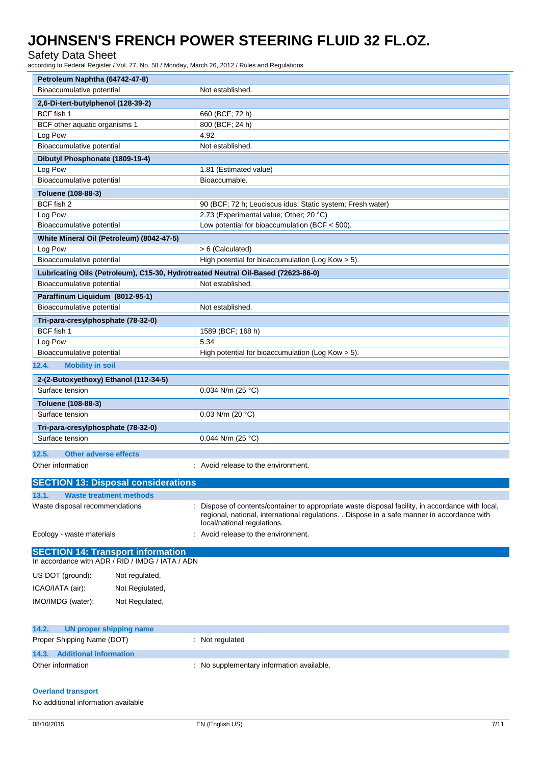| Petroleum Naphtha (64742-47-8) | |
|---|---|
| Bioaccumulative potential | Not established. |

| 2,6-Di-tert-butylphenol (128-39-2) | |
|---|---|
| BCF fish 1 | 660 (BCF; 72 h) |
| BCF other aquatic organisms 1 | 800 (BCF; 24 h) |
| Log Pow | 4.92 |
| Bioaccumulative potential | Not established. |

| Dibutyl Phosphonate (1809-19-4) | |
|---|---|
| Log Pow | 1.81 (Estimated value) |
| Bioaccumulative potential | Bioaccumable. |

| Toluene (108-88-3) | |
|---|---|
| BCF fish 2 | 90 (BCF; 72 h; Leuciscus idus; Static system; Fresh water) |
| Log Pow | 2.73 (Experimental value; Other; 20 °C) |
| Bioaccumulative potential | Low potential for bioaccumulation (BCF < 500). |

| White Mineral Oil (Petroleum) (8042-47-5) | |
|---|---|
| Log Pow | > 6 (Calculated) |
| Bioaccumulative potential | High potential for bioaccumulation (Log Kow > 5). |

| Lubricating Oils (Petroleum), C15-30, Hydrotreated Neutral Oil-Based (72623-86-0) | |
|---|---|
| Bioaccumulative potential | Not established. |

| Paraffinum Liquidum (8012-95-1) | |
|---|---|
| Bioaccumulative potential | Not established. |

| Tri-para-cresylphosphate (78-32-0) | |
|---|---|
| BCF fish 1 | 1589 (BCF; 168 h) |
| Log Pow | 5.34 |
| Bioaccumulative potential | High potential for bioaccumulation (Log Kow > 5). |

### 12.4. Mobility in soil

| 2-(2-Butoxyethoxy) Ethanol (112-34-5) | |
|---|---|
| Surface tension | 0.034 N/m (25 °C) |

| Toluene (108-88-3) | |
|---|---|
| Surface tension | 0.03 N/m (20 °C) |

| Tri-para-cresylphosphate (78-32-0) | |
|---|---|
| Surface tension | 0.044 N/m (25 °C) |

### 12.5. Other adverse effects

Other information : Avoid release to the environment.

## SECTION 13: Disposal considerations

### 13.1. Waste treatment methods

Waste disposal recommendations : Dispose of contents/container to appropriate waste disposal facility, in accordance with local, regional, national, international regulations. . Dispose in a safe manner in accordance with local/national regulations.

Ecology - waste materials : Avoid release to the environment.

## SECTION 14: Transport information

In accordance with ADR / RID / IMDG / IATA / ADN

US DOT (ground): Not regulated,

ICAO/IATA (air): Not Regiulated,

IMO/IMDG (water): Not Regulated,

### 14.2. UN proper shipping name

Proper Shipping Name (DOT) : Not regulated

### 14.3. Additional information

Other information : No supplementary information available.

**Overland transport**

No additional information available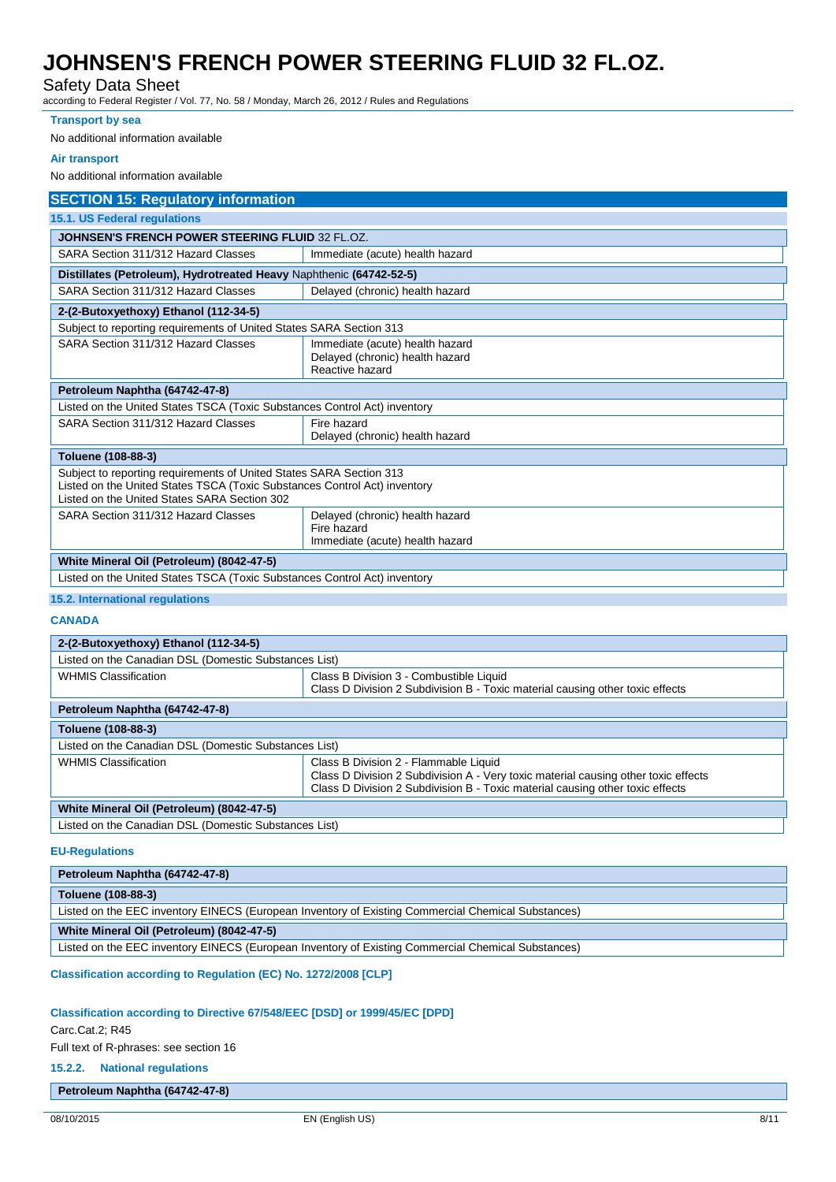**Transport by sea**

No additional information available

**Air transport**

No additional information available

## SECTION 15: Regulatory information

### 15.1. US Federal regulations

| **JOHNSEN'S FRENCH POWER STEERING FLUID** 32 FL.OZ. | |
|---|---|
| SARA Section 311/312 Hazard Classes | Immediate (acute) health hazard |

| **Distillates (Petroleum), Hydrotreated Heavy** Naphthenic **(64742-52-5)** | |
|---|---|
| SARA Section 311/312 Hazard Classes | Delayed (chronic) health hazard |

| **2-(2-Butoxyethoxy) Ethanol (112-34-5)** | |
|---|---|
| Subject to reporting requirements of United States SARA Section 313 | |
| SARA Section 311/312 Hazard Classes | Immediate (acute) health hazard<br>Delayed (chronic) health hazard<br>Reactive hazard |

| **Petroleum Naphtha (64742-47-8)** | |
|---|---|
| Listed on the United States TSCA (Toxic Substances Control Act) inventory | |
| SARA Section 311/312 Hazard Classes | Fire hazard<br>Delayed (chronic) health hazard |

| **Toluene (108-88-3)** | |
|---|---|
| Subject to reporting requirements of United States SARA Section 313<br>Listed on the United States TSCA (Toxic Substances Control Act) inventory<br>Listed on the United States SARA Section 302 | |
| SARA Section 311/312 Hazard Classes | Delayed (chronic) health hazard<br>Fire hazard<br>Immediate (acute) health hazard |

| **White Mineral Oil (Petroleum) (8042-47-5)** |
|---|
| Listed on the United States TSCA (Toxic Substances Control Act) inventory |

### 15.2. International regulations

**CANADA**

| **2-(2-Butoxyethoxy) Ethanol (112-34-5)** | |
|---|---|
| Listed on the Canadian DSL (Domestic Substances List) | |
| WHMIS Classification | Class B Division 3 - Combustible Liquid<br>Class D Division 2 Subdivision B - Toxic material causing other toxic effects |

| **Petroleum Naphtha (64742-47-8)** |
|---|

| **Toluene (108-88-3)** | |
|---|---|
| Listed on the Canadian DSL (Domestic Substances List) | |
| WHMIS Classification | Class B Division 2 - Flammable Liquid<br>Class D Division 2 Subdivision A - Very toxic material causing other toxic effects<br>Class D Division 2 Subdivision B - Toxic material causing other toxic effects |

| **White Mineral Oil (Petroleum) (8042-47-5)** |
|---|
| Listed on the Canadian DSL (Domestic Substances List) |

**EU-Regulations**

| **Petroleum Naphtha (64742-47-8)** |
|---|

| **Toluene (108-88-3)** |
|---|
| Listed on the EEC inventory EINECS (European Inventory of Existing Commercial Chemical Substances) |

| **White Mineral Oil (Petroleum) (8042-47-5)** |
|---|
| Listed on the EEC inventory EINECS (European Inventory of Existing Commercial Chemical Substances) |

**Classification according to Regulation (EC) No. 1272/2008 [CLP]**

**Classification according to Directive 67/548/EEC [DSD] or 1999/45/EC [DPD]**

Carc.Cat.2; R45

Full text of R-phrases: see section 16

#### 15.2.2. National regulations

| **Petroleum Naphtha (64742-47-8)** |
|---|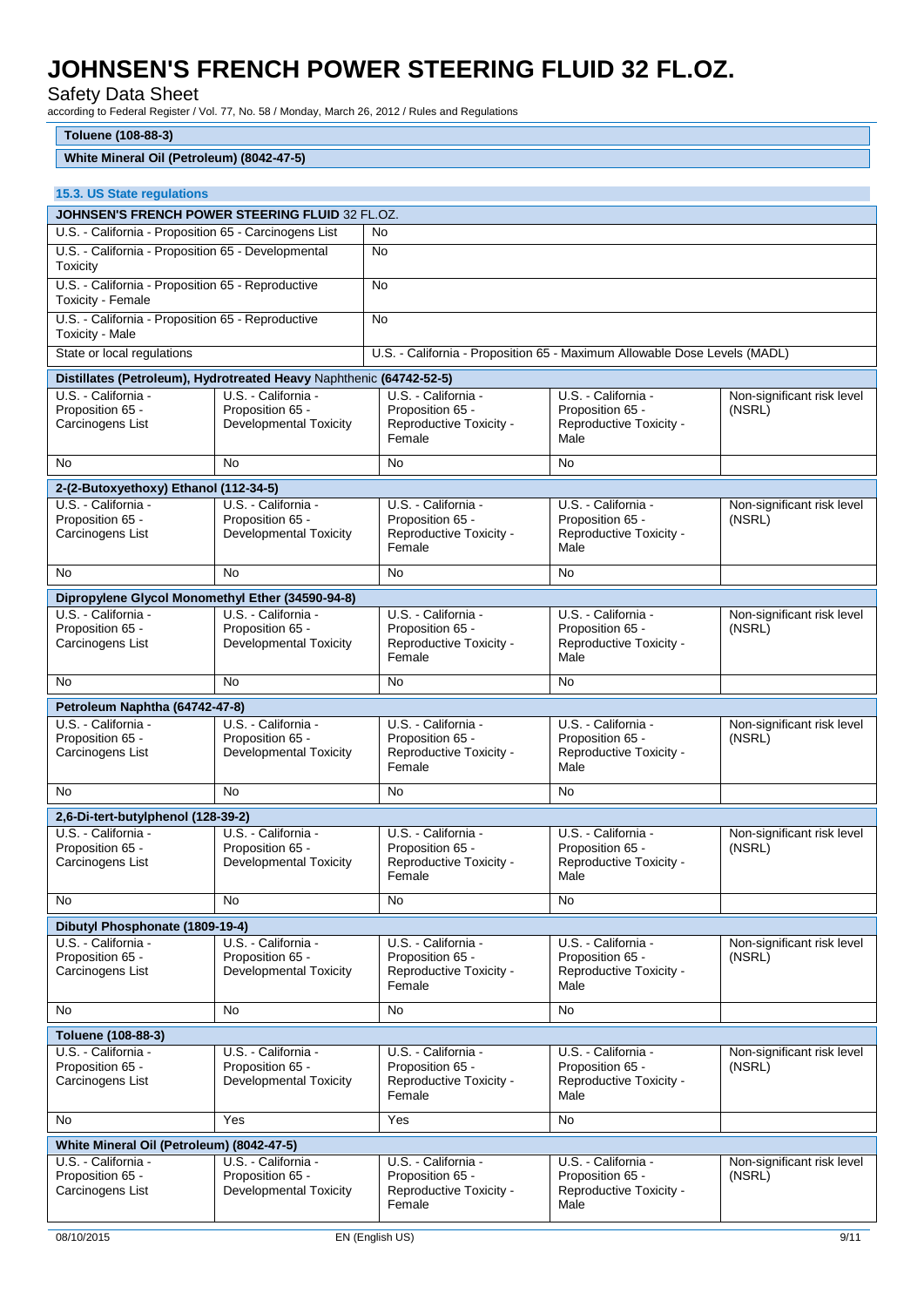**Toluene (108-88-3)**

**White Mineral Oil (Petroleum) (8042-47-5)**

### 15.3. US State regulations

| JOHNSEN'S FRENCH POWER STEERING FLUID 32 FL.OZ. | |
|---|---|
| U.S. - California - Proposition 65 - Carcinogens List | No |
| U.S. - California - Proposition 65 - Developmental Toxicity | No |
| U.S. - California - Proposition 65 - Reproductive Toxicity - Female | No |
| U.S. - California - Proposition 65 - Reproductive Toxicity - Male | No |
| State or local regulations | U.S. - California - Proposition 65 - Maximum Allowable Dose Levels (MADL) |

| Distillates (Petroleum), Hydrotreated Heavy Naphthenic (64742-52-5) | | | | |
|---|---|---|---|---|
| U.S. - California - Proposition 65 - Carcinogens List | U.S. - California - Proposition 65 - Developmental Toxicity | U.S. - California - Proposition 65 - Reproductive Toxicity - Female | U.S. - California - Proposition 65 - Reproductive Toxicity - Male | Non-significant risk level (NSRL) |
| No | No | No | No | |

| 2-(2-Butoxyethoxy) Ethanol (112-34-5) | | | | |
|---|---|---|---|---|
| U.S. - California - Proposition 65 - Carcinogens List | U.S. - California - Proposition 65 - Developmental Toxicity | U.S. - California - Proposition 65 - Reproductive Toxicity - Female | U.S. - California - Proposition 65 - Reproductive Toxicity - Male | Non-significant risk level (NSRL) |
| No | No | No | No | |

| Dipropylene Glycol Monomethyl Ether (34590-94-8) | | | | |
|---|---|---|---|---|
| U.S. - California - Proposition 65 - Carcinogens List | U.S. - California - Proposition 65 - Developmental Toxicity | U.S. - California - Proposition 65 - Reproductive Toxicity - Female | U.S. - California - Proposition 65 - Reproductive Toxicity - Male | Non-significant risk level (NSRL) |
| No | No | No | No | |

| Petroleum Naphtha (64742-47-8) | | | | |
|---|---|---|---|---|
| U.S. - California - Proposition 65 - Carcinogens List | U.S. - California - Proposition 65 - Developmental Toxicity | U.S. - California - Proposition 65 - Reproductive Toxicity - Female | U.S. - California - Proposition 65 - Reproductive Toxicity - Male | Non-significant risk level (NSRL) |
| No | No | No | No | |

| 2,6-Di-tert-butylphenol (128-39-2) | | | | |
|---|---|---|---|---|
| U.S. - California - Proposition 65 - Carcinogens List | U.S. - California - Proposition 65 - Developmental Toxicity | U.S. - California - Proposition 65 - Reproductive Toxicity - Female | U.S. - California - Proposition 65 - Reproductive Toxicity - Male | Non-significant risk level (NSRL) |
| No | No | No | No | |

| Dibutyl Phosphonate (1809-19-4) | | | | |
|---|---|---|---|---|
| U.S. - California - Proposition 65 - Carcinogens List | U.S. - California - Proposition 65 - Developmental Toxicity | U.S. - California - Proposition 65 - Reproductive Toxicity - Female | U.S. - California - Proposition 65 - Reproductive Toxicity - Male | Non-significant risk level (NSRL) |
| No | No | No | No | |

| Toluene (108-88-3) | | | | |
|---|---|---|---|---|
| U.S. - California - Proposition 65 - Carcinogens List | U.S. - California - Proposition 65 - Developmental Toxicity | U.S. - California - Proposition 65 - Reproductive Toxicity - Female | U.S. - California - Proposition 65 - Reproductive Toxicity - Male | Non-significant risk level (NSRL) |
| No | Yes | Yes | No | |

| White Mineral Oil (Petroleum) (8042-47-5) | | | | |
|---|---|---|---|---|
| U.S. - California - Proposition 65 - Carcinogens List | U.S. - California - Proposition 65 - Developmental Toxicity | U.S. - California - Proposition 65 - Reproductive Toxicity - Female | U.S. - California - Proposition 65 - Reproductive Toxicity - Male | Non-significant risk level (NSRL) |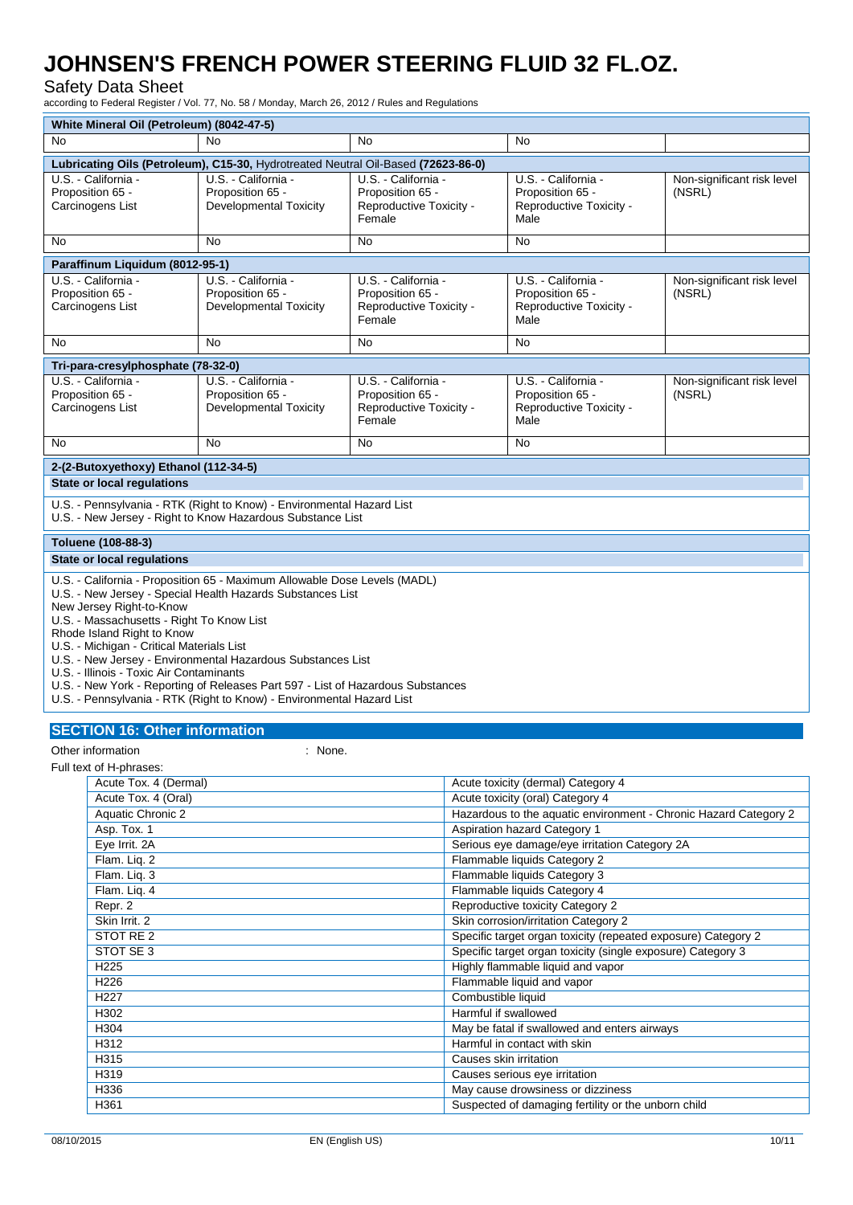# JOHNSEN'S FRENCH POWER STEERING FLUID 32 FL.OZ.

Safety Data Sheet

according to Federal Register / Vol. 77, No. 58 / Monday, March 26, 2012 / Rules and Regulations

| White Mineral Oil (Petroleum) (8042-47-5) | | | | |
|---|---|---|---|---|
| No | No | No | No | |

| Lubricating Oils (Petroleum), C15-30, Hydrotreated Neutral Oil-Based (72623-86-0) | | | | |
|---|---|---|---|---|
| U.S. - California - Proposition 65 - Carcinogens List | U.S. - California - Proposition 65 - Developmental Toxicity | U.S. - California - Proposition 65 - Reproductive Toxicity - Female | U.S. - California - Proposition 65 - Reproductive Toxicity - Male | Non-significant risk level (NSRL) |
| No | No | No | No | |

| Paraffinum Liquidum (8012-95-1) | | | | |
|---|---|---|---|---|
| U.S. - California - Proposition 65 - Carcinogens List | U.S. - California - Proposition 65 - Developmental Toxicity | U.S. - California - Proposition 65 - Reproductive Toxicity - Female | U.S. - California - Proposition 65 - Reproductive Toxicity - Male | Non-significant risk level (NSRL) |
| No | No | No | No | |

| Tri-para-cresylphosphate (78-32-0) | | | | |
|---|---|---|---|---|
| U.S. - California - Proposition 65 - Carcinogens List | U.S. - California - Proposition 65 - Developmental Toxicity | U.S. - California - Proposition 65 - Reproductive Toxicity - Female | U.S. - California - Proposition 65 - Reproductive Toxicity - Male | Non-significant risk level (NSRL) |
| No | No | No | No | |

**2-(2-Butoxyethoxy) Ethanol (112-34-5)**

**State or local regulations**

U.S. - Pennsylvania - RTK (Right to Know) - Environmental Hazard List
U.S. - New Jersey - Right to Know Hazardous Substance List

**Toluene (108-88-3)**

**State or local regulations**

U.S. - California - Proposition 65 - Maximum Allowable Dose Levels (MADL)
U.S. - New Jersey - Special Health Hazards Substances List
New Jersey Right-to-Know
U.S. - Massachusetts - Right To Know List
Rhode Island Right to Know
U.S. - Michigan - Critical Materials List
U.S. - New Jersey - Environmental Hazardous Substances List
U.S. - Illinois - Toxic Air Contaminants
U.S. - New York - Reporting of Releases Part 597 - List of Hazardous Substances
U.S. - Pennsylvania - RTK (Right to Know) - Environmental Hazard List

## SECTION 16: Other information

Other information : None.

Full text of H-phrases:

| | |
|---|---|
| Acute Tox. 4 (Dermal) | Acute toxicity (dermal) Category 4 |
| Acute Tox. 4 (Oral) | Acute toxicity (oral) Category 4 |
| Aquatic Chronic 2 | Hazardous to the aquatic environment - Chronic Hazard Category 2 |
| Asp. Tox. 1 | Aspiration hazard Category 1 |
| Eye Irrit. 2A | Serious eye damage/eye irritation Category 2A |
| Flam. Liq. 2 | Flammable liquids Category 2 |
| Flam. Liq. 3 | Flammable liquids Category 3 |
| Flam. Liq. 4 | Flammable liquids Category 4 |
| Repr. 2 | Reproductive toxicity Category 2 |
| Skin Irrit. 2 | Skin corrosion/irritation Category 2 |
| STOT RE 2 | Specific target organ toxicity (repeated exposure) Category 2 |
| STOT SE 3 | Specific target organ toxicity (single exposure) Category 3 |
| H225 | Highly flammable liquid and vapor |
| H226 | Flammable liquid and vapor |
| H227 | Combustible liquid |
| H302 | Harmful if swallowed |
| H304 | May be fatal if swallowed and enters airways |
| H312 | Harmful in contact with skin |
| H315 | Causes skin irritation |
| H319 | Causes serious eye irritation |
| H336 | May cause drowsiness or dizziness |
| H361 | Suspected of damaging fertility or the unborn child |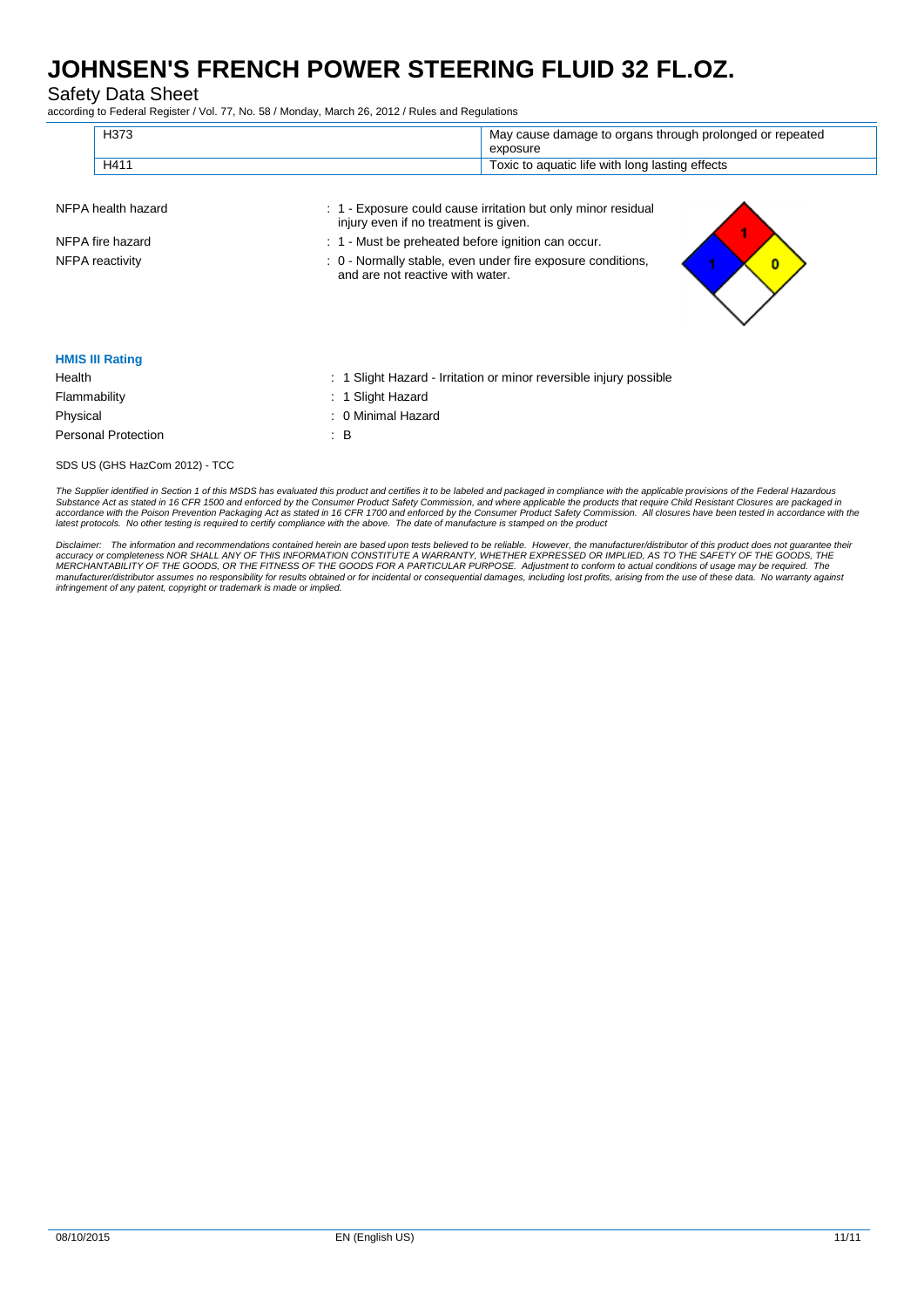| | |
|---|---|
| H373 | May cause damage to organs through prolonged or repeated exposure |
| H411 | Toxic to aquatic life with long lasting effects |

NFPA health hazard : 1 - Exposure could cause irritation but only minor residual injury even if no treatment is given.

NFPA fire hazard : 1 - Must be preheated before ignition can occur.

NFPA reactivity : 0 - Normally stable, even under fire exposure conditions, and are not reactive with water.

1
1
0

### HMIS III Rating

Health : 1 Slight Hazard - Irritation or minor reversible injury possible

Flammability : 1 Slight Hazard

Physical : 0 Minimal Hazard

Personal Protection : B

SDS US (GHS HazCom 2012) - TCC

*The Supplier identified in Section 1 of this MSDS has evaluated this product and certifies it to be labeled and packaged in compliance with the applicable provisions of the Federal Hazardous Substance Act as stated in 16 CFR 1500 and enforced by the Consumer Product Safety Commission, and where applicable the products that require Child Resistant Closures are packaged in accordance with the Poison Prevention Packaging Act as stated in 16 CFR 1700 and enforced by the Consumer Product Safety Commission. All closures have been tested in accordance with the latest protocols. No other testing is required to certify compliance with the above. The date of manufacture is stamped on the product*

*Disclaimer: The information and recommendations contained herein are based upon tests believed to be reliable. However, the manufacturer/distributor of this product does not guarantee their accuracy or completeness NOR SHALL ANY OF THIS INFORMATION CONSTITUTE A WARRANTY, WHETHER EXPRESSED OR IMPLIED, AS TO THE SAFETY OF THE GOODS, THE MERCHANTABILITY OF THE GOODS, OR THE FITNESS OF THE GOODS FOR A PARTICULAR PURPOSE. Adjustment to conform to actual conditions of usage may be required. The manufacturer/distributor assumes no responsibility for results obtained or for incidental or consequential damages, including lost profits, arising from the use of these data. No warranty against infringement of any patent, copyright or trademark is made or implied.*